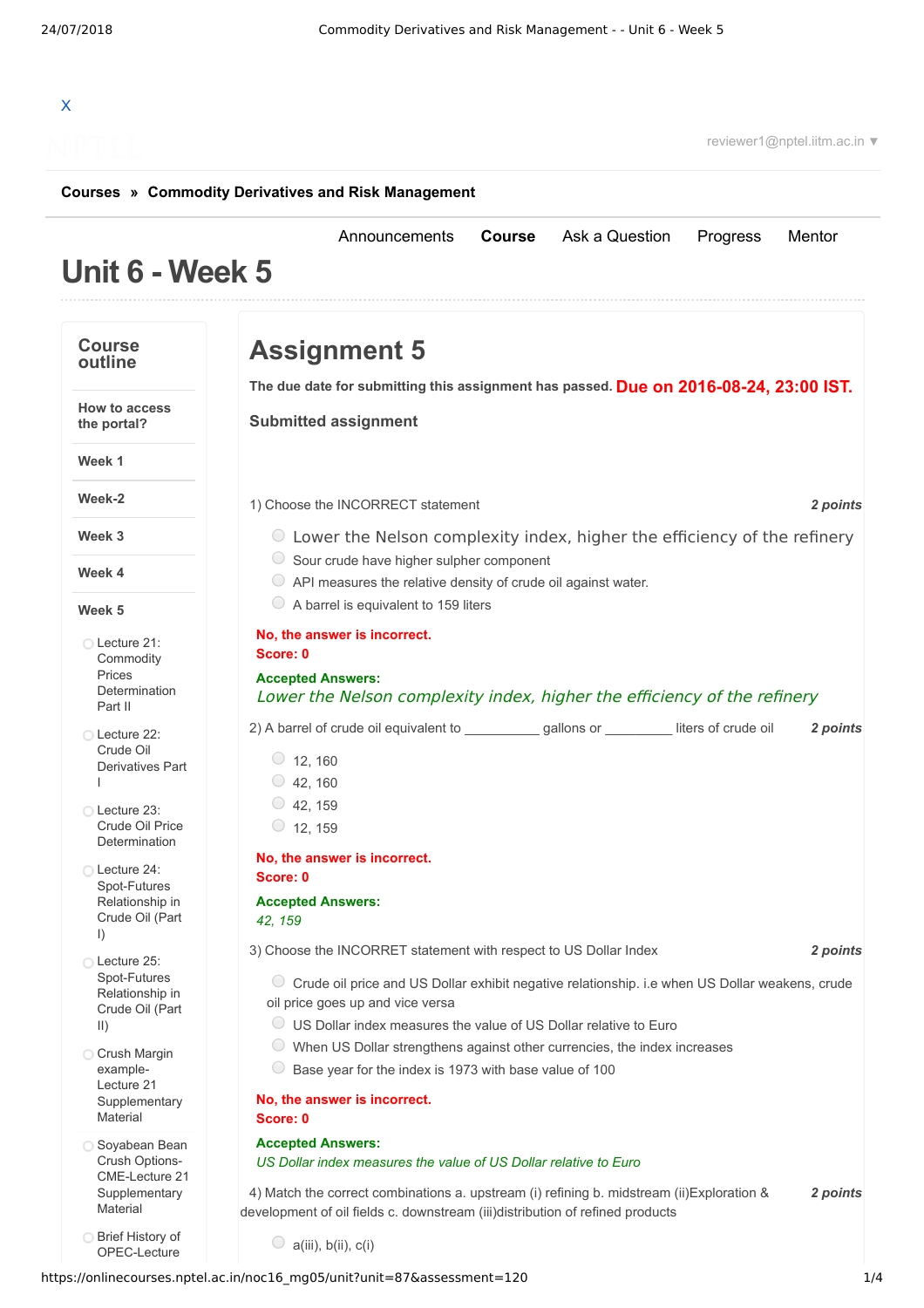X

reviewer1@nptel.iitm.ac.in ▼

**Courses » Commodity Derivatives and Risk Management**

Announcements **Course** Ask a Question Progress Mentor

# Unit 6 - Week 5

**Course outline**

- How to access the portal?
- Week 1
- Week-2
- Week 3
- Week 4
- Week 5
  - Lecture 21: Commodity Prices Determination Part II
  - Lecture 22: Crude Oil Derivatives Part I
  - Lecture 23: Crude Oil Price Determination
  - Lecture 24: Spot-Futures Relationship in Crude Oil (Part I)
  - Lecture 25: Spot-Futures Relationship in Crude Oil (Part II)
  - Crush Margin example-Lecture 21 Supplementary Material
  - Soyabean Bean Crush Options-CME-Lecture 21 Supplementary Material
  - Brief History of OPEC-Lecture

## Assignment 5

**The due date for submitting this assignment has passed.** **Due on 2016-08-24, 23:00 IST.**

**Submitted assignment**

1) Choose the INCORRECT statement *2 points*

- Lower the Nelson complexity index, higher the efficiency of the refinery
- Sour crude have higher sulpher component
- API measures the relative density of crude oil against water.
- A barrel is equivalent to 159 liters

**No, the answer is incorrect.**
**Score: 0**

**Accepted Answers:**
*Lower the Nelson complexity index, higher the efficiency of the refinery*

2) A barrel of crude oil equivalent to __________ gallons or _________ liters of crude oil *2 points*

- 12, 160
- 42, 160
- 42, 159
- 12, 159

**No, the answer is incorrect.**
**Score: 0**

**Accepted Answers:**
*42, 159*

3) Choose the INCORRET statement with respect to US Dollar Index *2 points*

- Crude oil price and US Dollar exhibit negative relationship. i.e when US Dollar weakens, crude oil price goes up and vice versa
- US Dollar index measures the value of US Dollar relative to Euro
- When US Dollar strengthens against other currencies, the index increases
- Base year for the index is 1973 with base value of 100

**No, the answer is incorrect.**
**Score: 0**

**Accepted Answers:**
*US Dollar index measures the value of US Dollar relative to Euro*

4) Match the correct combinations a. upstream (i) refining b. midstream (ii)Exploration & development of oil fields c. downstream (iii)distribution of refined products *2 points*

- a(iii), b(ii), c(i)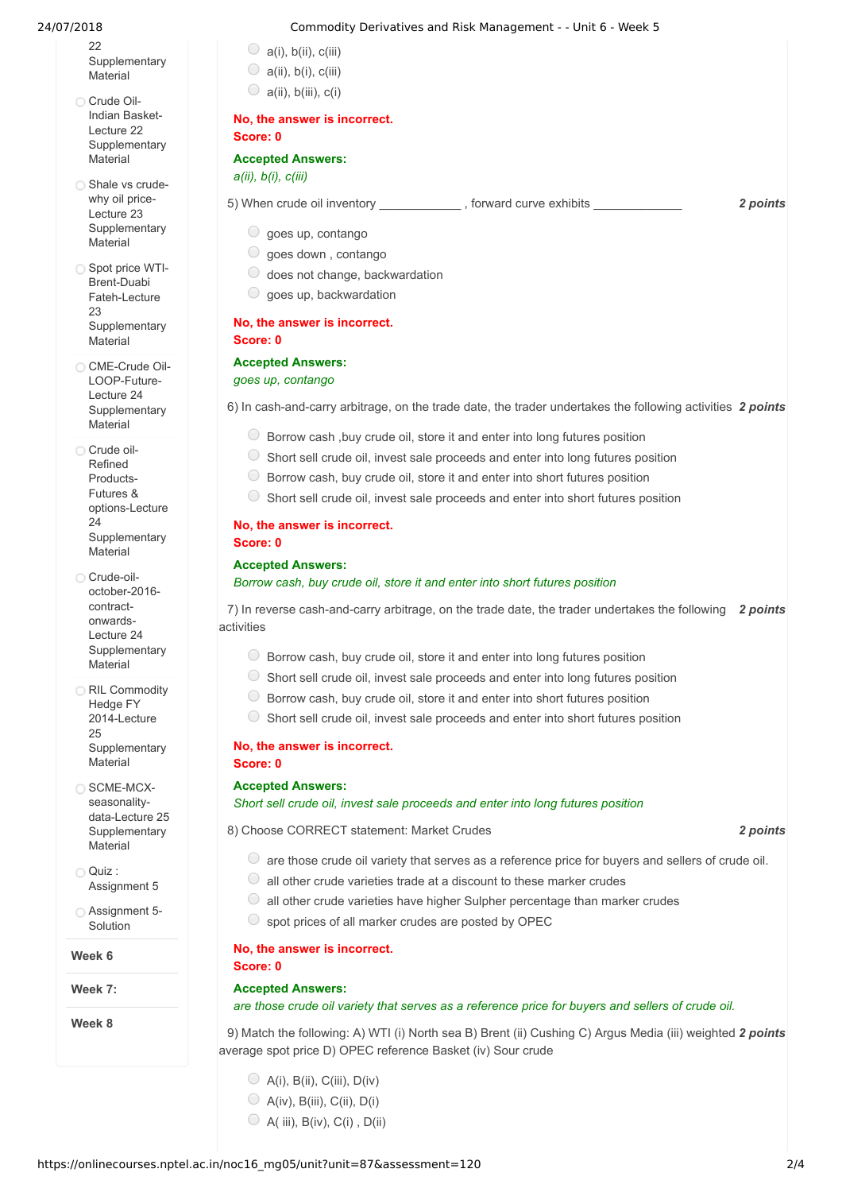- 22 Supplementary Material
- Crude Oil-Indian Basket-Lecture 22 Supplementary Material
- Shale vs crude-why oil price-Lecture 23 Supplementary Material
- Spot price WTI-Brent-Duabi Fateh-Lecture 23 Supplementary Material
- CME-Crude Oil-LOOP-Future-Lecture 24 Supplementary Material
- Crude oil-Refined Products-Futures & options-Lecture 24 Supplementary Material
- Crude-oil-october-2016-contract-onwards-Lecture 24 Supplementary Material
- RIL Commodity Hedge FY 2014-Lecture 25 Supplementary Material
- SCME-MCX-seasonality-data-Lecture 25 Supplementary Material
- Quiz : Assignment 5
- Assignment 5-Solution

**Week 6**

**Week 7:**

**Week 8**

---

- a(i), b(ii), c(iii)
- a(ii), b(i), c(iii)
- a(ii), b(iii), c(i)

**No, the answer is incorrect.**
**Score: 0**

**Accepted Answers:**
*a(ii), b(i), c(iii)*

5) When crude oil inventory ____________ , forward curve exhibits _____________ **2 points**

- goes up, contango
- goes down , contango
- does not change, backwardation
- goes up, backwardation

**No, the answer is incorrect.**
**Score: 0**

**Accepted Answers:**
*goes up, contango*

6) In cash-and-carry arbitrage, on the trade date, the trader undertakes the following activities **2 points**

- Borrow cash ,buy crude oil, store it and enter into long futures position
- Short sell crude oil, invest sale proceeds and enter into long futures position
- Borrow cash, buy crude oil, store it and enter into short futures position
- Short sell crude oil, invest sale proceeds and enter into short futures position

**No, the answer is incorrect.**
**Score: 0**

**Accepted Answers:**
*Borrow cash, buy crude oil, store it and enter into short futures position*

7) In reverse cash-and-carry arbitrage, on the trade date, the trader undertakes the following activities **2 points**

- Borrow cash, buy crude oil, store it and enter into long futures position
- Short sell crude oil, invest sale proceeds and enter into long futures position
- Borrow cash, buy crude oil, store it and enter into short futures position
- Short sell crude oil, invest sale proceeds and enter into short futures position

**No, the answer is incorrect.**
**Score: 0**

**Accepted Answers:**
*Short sell crude oil, invest sale proceeds and enter into long futures position*

8) Choose CORRECT statement: Market Crudes **2 points**

- are those crude oil variety that serves as a reference price for buyers and sellers of crude oil.
- all other crude varieties trade at a discount to these marker crudes
- all other crude varieties have higher Sulpher percentage than marker crudes
- spot prices of all marker crudes are posted by OPEC

**No, the answer is incorrect.**
**Score: 0**

**Accepted Answers:**
*are those crude oil variety that serves as a reference price for buyers and sellers of crude oil.*

9) Match the following: A) WTI (i) North sea B) Brent (ii) Cushing C) Argus Media (iii) weighted average spot price D) OPEC reference Basket (iv) Sour crude **2 points**

- A(i), B(ii), C(iii), D(iv)
- A(iv), B(iii), C(ii), D(i)
- A( iii), B(iv), C(i) , D(ii)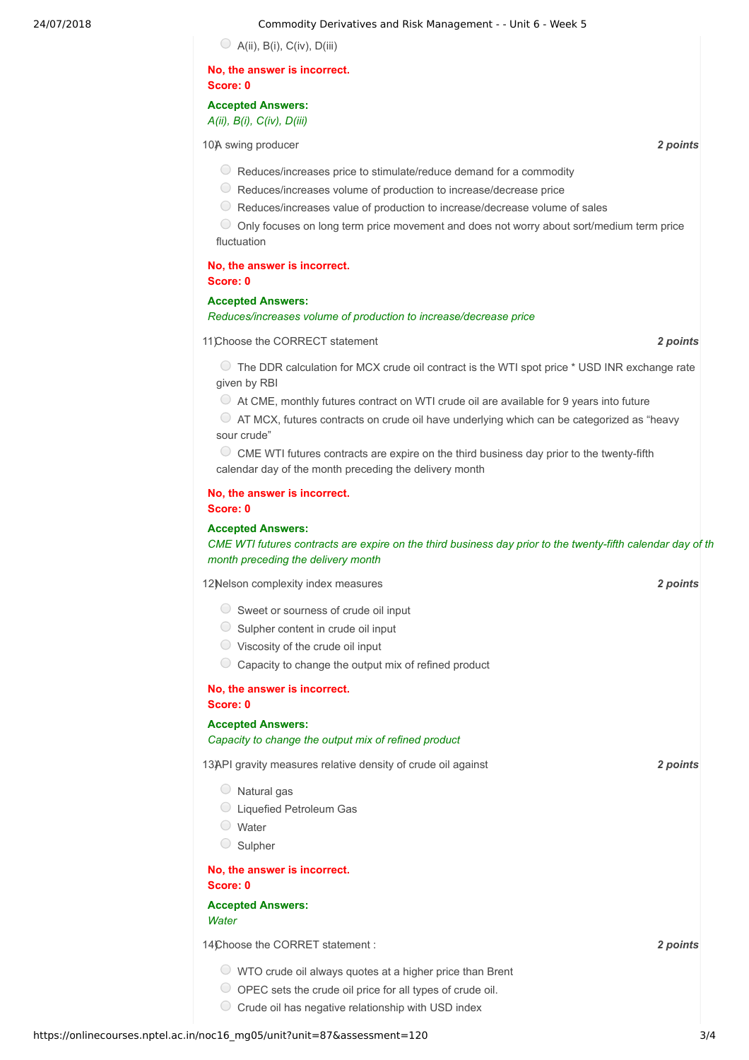- A(ii), B(i), C(iv), D(iii)

**No, the answer is incorrect.**
**Score: 0**

**Accepted Answers:**
*A(ii), B(i), C(iv), D(iii)*

10) A swing producer **2 points**

- Reduces/increases price to stimulate/reduce demand for a commodity
- Reduces/increases volume of production to increase/decrease price
- Reduces/increases value of production to increase/decrease volume of sales
- Only focuses on long term price movement and does not worry about sort/medium term price fluctuation

**No, the answer is incorrect.**
**Score: 0**

**Accepted Answers:**
*Reduces/increases volume of production to increase/decrease price*

11) Choose the CORRECT statement **2 points**

- The DDR calculation for MCX crude oil contract is the WTI spot price * USD INR exchange rate given by RBI
- At CME, monthly futures contract on WTI crude oil are available for 9 years into future
- AT MCX, futures contracts on crude oil have underlying which can be categorized as "heavy sour crude"
- CME WTI futures contracts are expire on the third business day prior to the twenty-fifth calendar day of the month preceding the delivery month

**No, the answer is incorrect.**
**Score: 0**

**Accepted Answers:**
*CME WTI futures contracts are expire on the third business day prior to the twenty-fifth calendar day of th month preceding the delivery month*

12) Nelson complexity index measures **2 points**

- Sweet or sourness of crude oil input
- Sulpher content in crude oil input
- Viscosity of the crude oil input
- Capacity to change the output mix of refined product

**No, the answer is incorrect.**
**Score: 0**

**Accepted Answers:**
*Capacity to change the output mix of refined product*

13) API gravity measures relative density of crude oil against **2 points**

- Natural gas
- Liquefied Petroleum Gas
- Water
- Sulpher

**No, the answer is incorrect.**
**Score: 0**

**Accepted Answers:**
*Water*

14) Choose the CORRET statement : **2 points**

- WTO crude oil always quotes at a higher price than Brent
- OPEC sets the crude oil price for all types of crude oil.
- Crude oil has negative relationship with USD index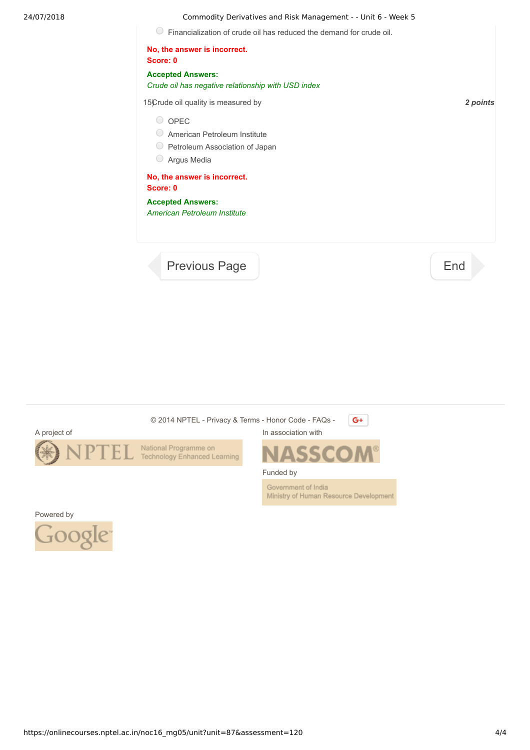- Financialization of crude oil has reduced the demand for crude oil.

**No, the answer is incorrect.**
**Score: 0**

**Accepted Answers:**
*Crude oil has negative relationship with USD index*

15) Crude oil quality is measured by **2 points**

- OPEC
- American Petroleum Institute
- Petroleum Association of Japan
- Argus Media

**No, the answer is incorrect.**
**Score: 0**

**Accepted Answers:**
*American Petroleum Institute*

Previous Page | End

© 2014 NPTEL - Privacy & Terms - Honor Code - FAQs -

A project of NPTEL National Programme on Technology Enhanced Learning

In association with NASSCOM

Funded by Government of India Ministry of Human Resource Development

Powered by Google